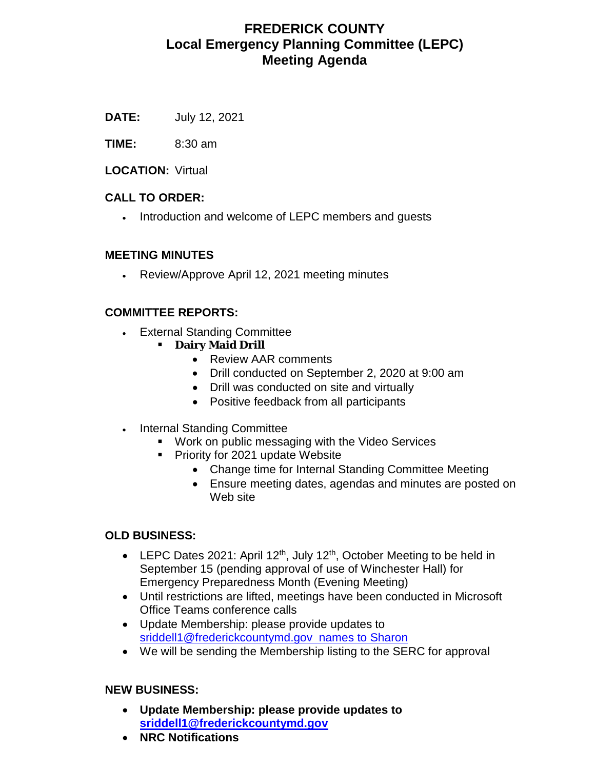# FREDERICK COUNTY
## Local Emergency Planning Committee (LEPC)
## Meeting Agenda

**DATE:** July 12, 2021

**TIME:** 8:30 am

**LOCATION:** Virtual

**CALL TO ORDER:**

- Introduction and welcome of LEPC members and guests

**MEETING MINUTES**

- Review/Approve April 12, 2021 meeting minutes

**COMMITTEE REPORTS:**

- External Standing Committee
  - **Dairy Maid Drill**
    - Review AAR comments
    - Drill conducted on September 2, 2020 at 9:00 am
    - Drill was conducted on site and virtually
    - Positive feedback from all participants
- Internal Standing Committee
  - Work on public messaging with the Video Services
  - Priority for 2021 update Website
    - Change time for Internal Standing Committee Meeting
    - Ensure meeting dates, agendas and minutes are posted on Web site

**OLD BUSINESS:**

- LEPC Dates 2021: April 12th, July 12th, October Meeting to be held in September 15 (pending approval of use of Winchester Hall) for Emergency Preparedness Month (Evening Meeting)
- Until restrictions are lifted, meetings have been conducted in Microsoft Office Teams conference calls
- Update Membership: please provide updates to sriddell1@frederickcountymd.gov names to Sharon
- We will be sending the Membership listing to the SERC for approval

**NEW BUSINESS:**

- **Update Membership: please provide updates to sriddell1@frederickcountymd.gov**
- **NRC Notifications**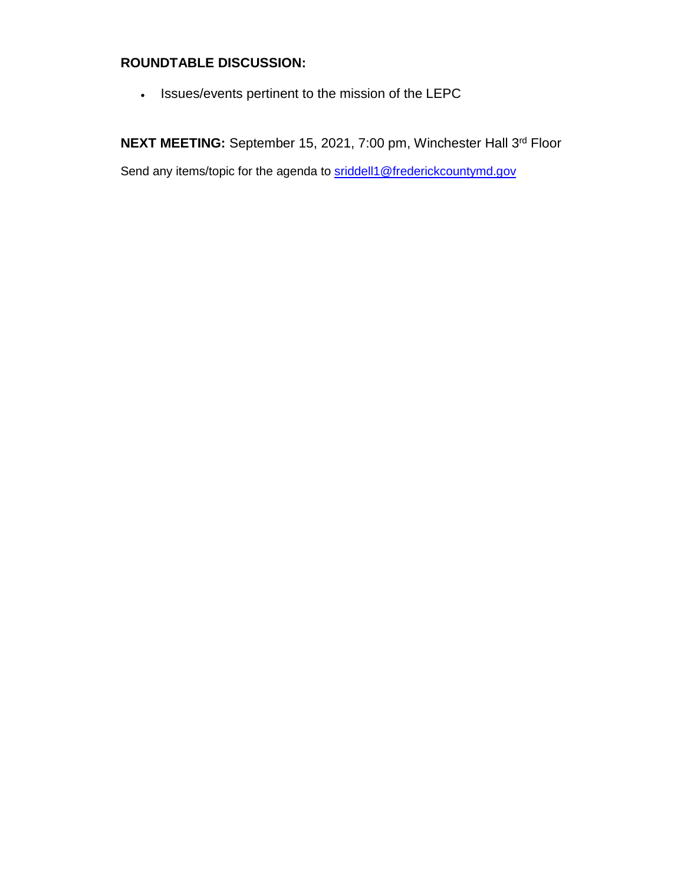**ROUNDTABLE DISCUSSION:**

- Issues/events pertinent to the mission of the LEPC

**NEXT MEETING:** September 15, 2021, 7:00 pm, Winchester Hall 3rd Floor

Send any items/topic for the agenda to sriddell1@frederickcountymd.gov